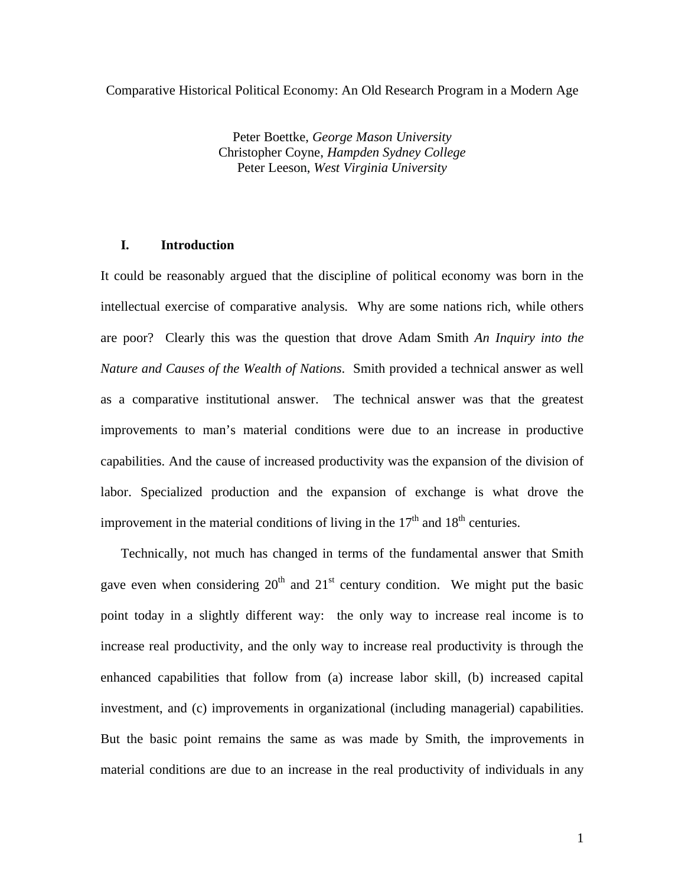# Comparative Historical Political Economy: An Old Research Program in a Modern Age

Peter Boettke, *George Mason University*
Christopher Coyne, *Hampden Sydney College*
Peter Leeson, *West Virginia University*

## I. Introduction

It could be reasonably argued that the discipline of political economy was born in the intellectual exercise of comparative analysis. Why are some nations rich, while others are poor? Clearly this was the question that drove Adam Smith *An Inquiry into the Nature and Causes of the Wealth of Nations*. Smith provided a technical answer as well as a comparative institutional answer. The technical answer was that the greatest improvements to man's material conditions were due to an increase in productive capabilities. And the cause of increased productivity was the expansion of the division of labor. Specialized production and the expansion of exchange is what drove the improvement in the material conditions of living in the 17th and 18th centuries.

Technically, not much has changed in terms of the fundamental answer that Smith gave even when considering 20th and 21st century condition. We might put the basic point today in a slightly different way: the only way to increase real income is to increase real productivity, and the only way to increase real productivity is through the enhanced capabilities that follow from (a) increase labor skill, (b) increased capital investment, and (c) improvements in organizational (including managerial) capabilities. But the basic point remains the same as was made by Smith, the improvements in material conditions are due to an increase in the real productivity of individuals in any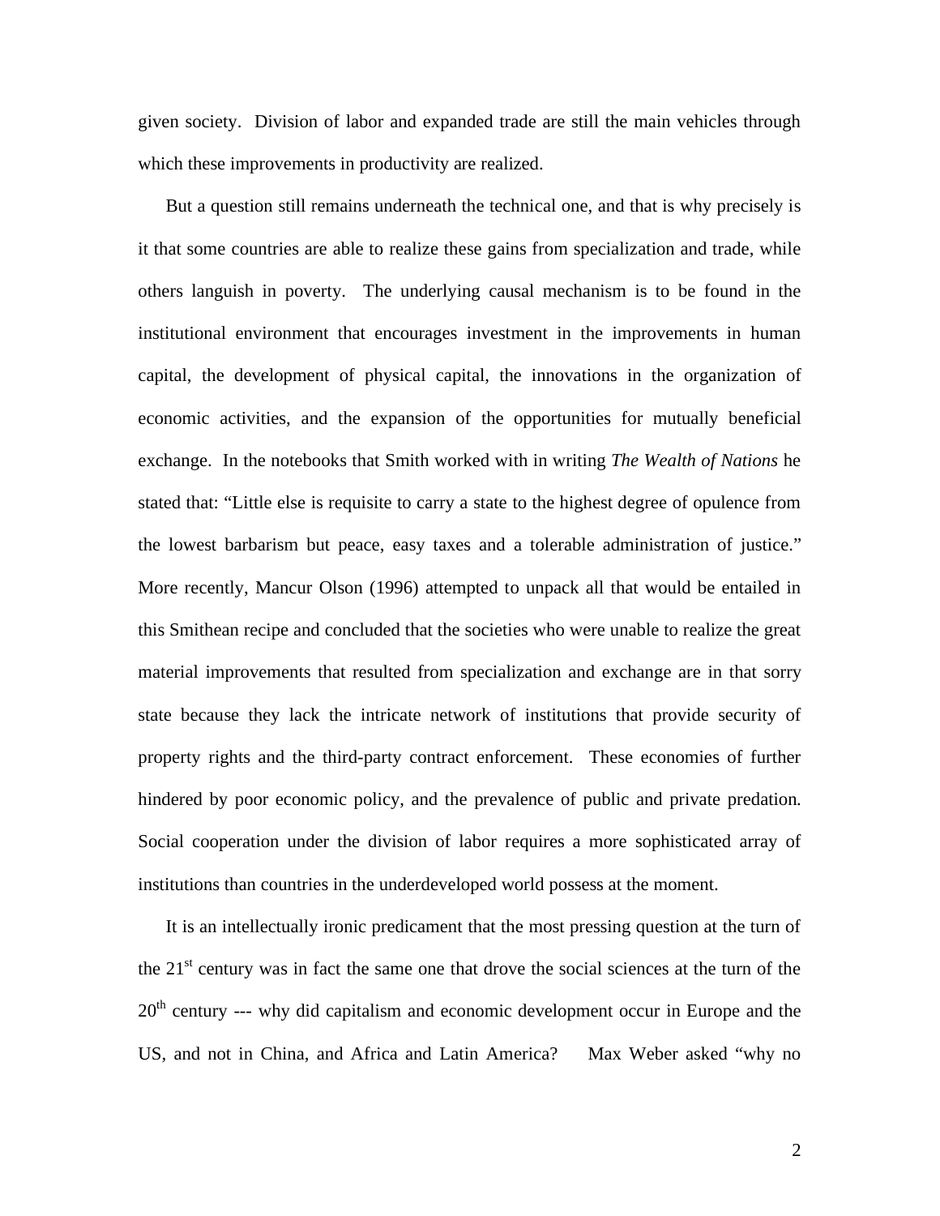given society. Division of labor and expanded trade are still the main vehicles through which these improvements in productivity are realized.

But a question still remains underneath the technical one, and that is why precisely is it that some countries are able to realize these gains from specialization and trade, while others languish in poverty. The underlying causal mechanism is to be found in the institutional environment that encourages investment in the improvements in human capital, the development of physical capital, the innovations in the organization of economic activities, and the expansion of the opportunities for mutually beneficial exchange. In the notebooks that Smith worked with in writing *The Wealth of Nations* he stated that: "Little else is requisite to carry a state to the highest degree of opulence from the lowest barbarism but peace, easy taxes and a tolerable administration of justice." More recently, Mancur Olson (1996) attempted to unpack all that would be entailed in this Smithean recipe and concluded that the societies who were unable to realize the great material improvements that resulted from specialization and exchange are in that sorry state because they lack the intricate network of institutions that provide security of property rights and the third-party contract enforcement. These economies of further hindered by poor economic policy, and the prevalence of public and private predation. Social cooperation under the division of labor requires a more sophisticated array of institutions than countries in the underdeveloped world possess at the moment.

It is an intellectually ironic predicament that the most pressing question at the turn of the 21st century was in fact the same one that drove the social sciences at the turn of the 20th century --- why did capitalism and economic development occur in Europe and the US, and not in China, and Africa and Latin America? Max Weber asked "why no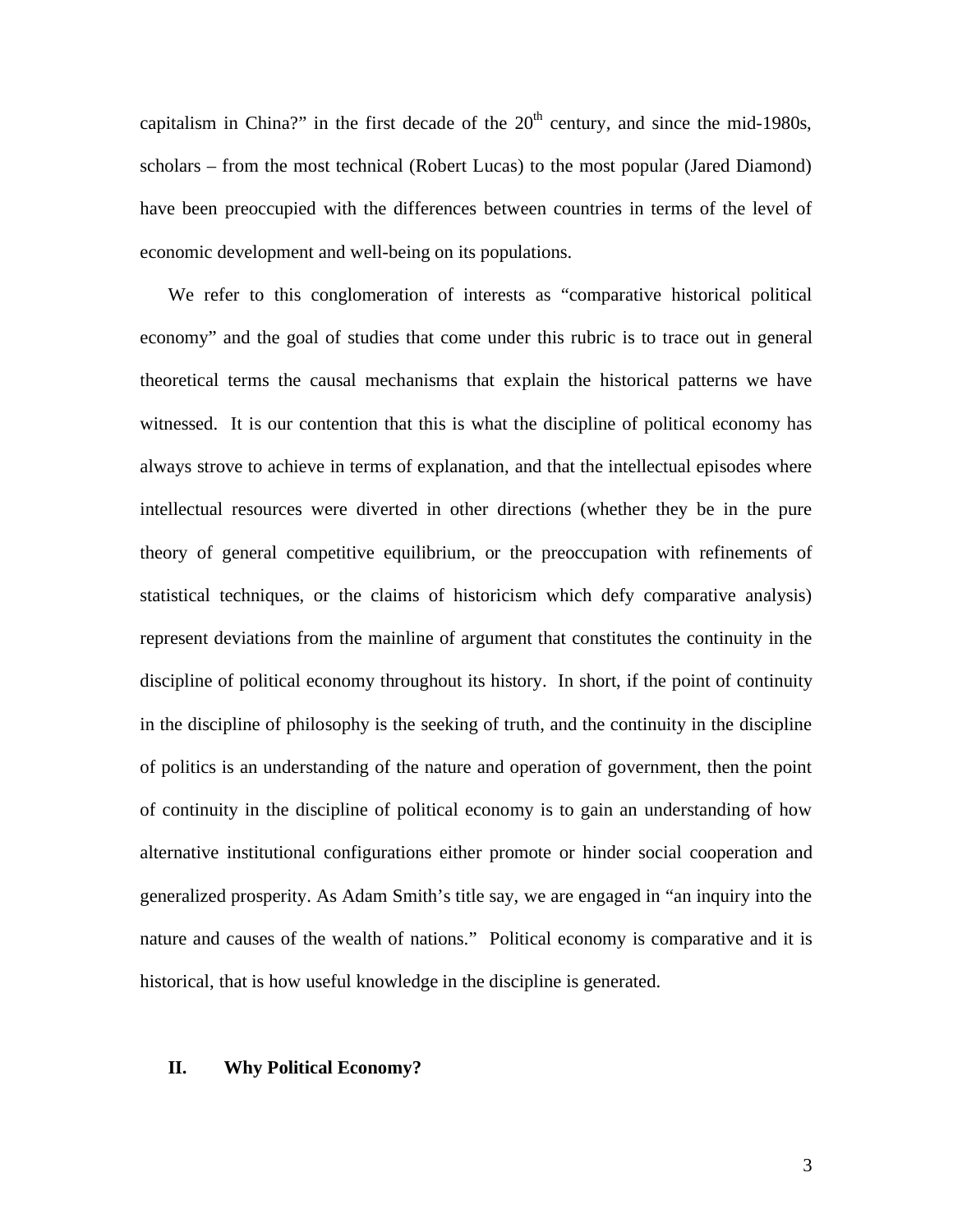capitalism in China?" in the first decade of the $20^{th}$ century, and since the mid-1980s, scholars – from the most technical (Robert Lucas) to the most popular (Jared Diamond) have been preoccupied with the differences between countries in terms of the level of economic development and well-being on its populations.

We refer to this conglomeration of interests as "comparative historical political economy" and the goal of studies that come under this rubric is to trace out in general theoretical terms the causal mechanisms that explain the historical patterns we have witnessed. It is our contention that this is what the discipline of political economy has always strove to achieve in terms of explanation, and that the intellectual episodes where intellectual resources were diverted in other directions (whether they be in the pure theory of general competitive equilibrium, or the preoccupation with refinements of statistical techniques, or the claims of historicism which defy comparative analysis) represent deviations from the mainline of argument that constitutes the continuity in the discipline of political economy throughout its history. In short, if the point of continuity in the discipline of philosophy is the seeking of truth, and the continuity in the discipline of politics is an understanding of the nature and operation of government, then the point of continuity in the discipline of political economy is to gain an understanding of how alternative institutional configurations either promote or hinder social cooperation and generalized prosperity. As Adam Smith's title say, we are engaged in "an inquiry into the nature and causes of the wealth of nations." Political economy is comparative and it is historical, that is how useful knowledge in the discipline is generated.

## II. Why Political Economy?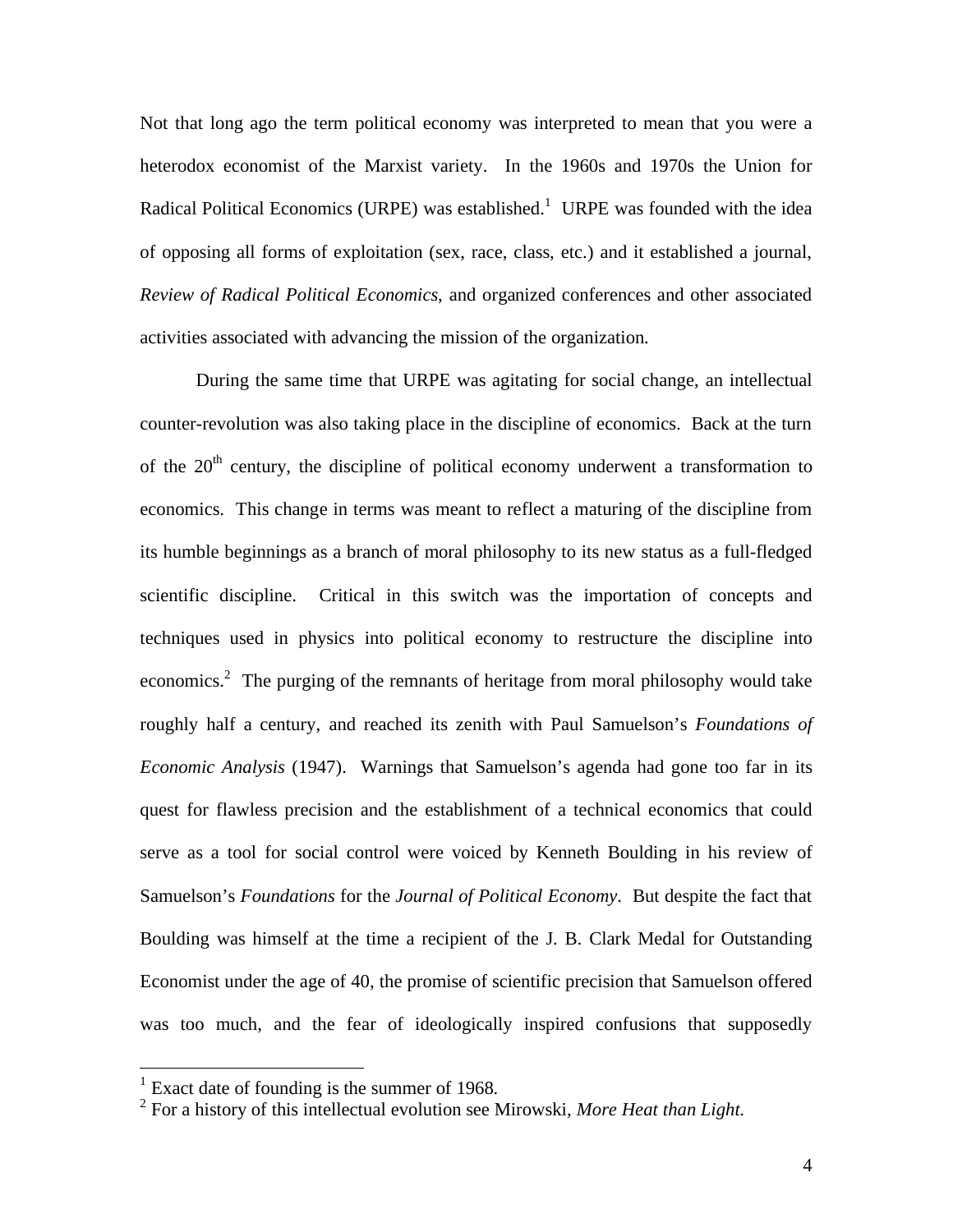Not that long ago the term political economy was interpreted to mean that you were a heterodox economist of the Marxist variety. In the 1960s and 1970s the Union for Radical Political Economics (URPE) was established.[1] URPE was founded with the idea of opposing all forms of exploitation (sex, race, class, etc.) and it established a journal, *Review of Radical Political Economics*, and organized conferences and other associated activities associated with advancing the mission of the organization.

During the same time that URPE was agitating for social change, an intellectual counter-revolution was also taking place in the discipline of economics. Back at the turn of the 20th century, the discipline of political economy underwent a transformation to economics. This change in terms was meant to reflect a maturing of the discipline from its humble beginnings as a branch of moral philosophy to its new status as a full-fledged scientific discipline. Critical in this switch was the importation of concepts and techniques used in physics into political economy to restructure the discipline into economics.[2] The purging of the remnants of heritage from moral philosophy would take roughly half a century, and reached its zenith with Paul Samuelson's *Foundations of Economic Analysis* (1947). Warnings that Samuelson's agenda had gone too far in its quest for flawless precision and the establishment of a technical economics that could serve as a tool for social control were voiced by Kenneth Boulding in his review of Samuelson's *Foundations* for the *Journal of Political Economy*. But despite the fact that Boulding was himself at the time a recipient of the J. B. Clark Medal for Outstanding Economist under the age of 40, the promise of scientific precision that Samuelson offered was too much, and the fear of ideologically inspired confusions that supposedly

[1] Exact date of founding is the summer of 1968.

[2] For a history of this intellectual evolution see Mirowski, *More Heat than Light.*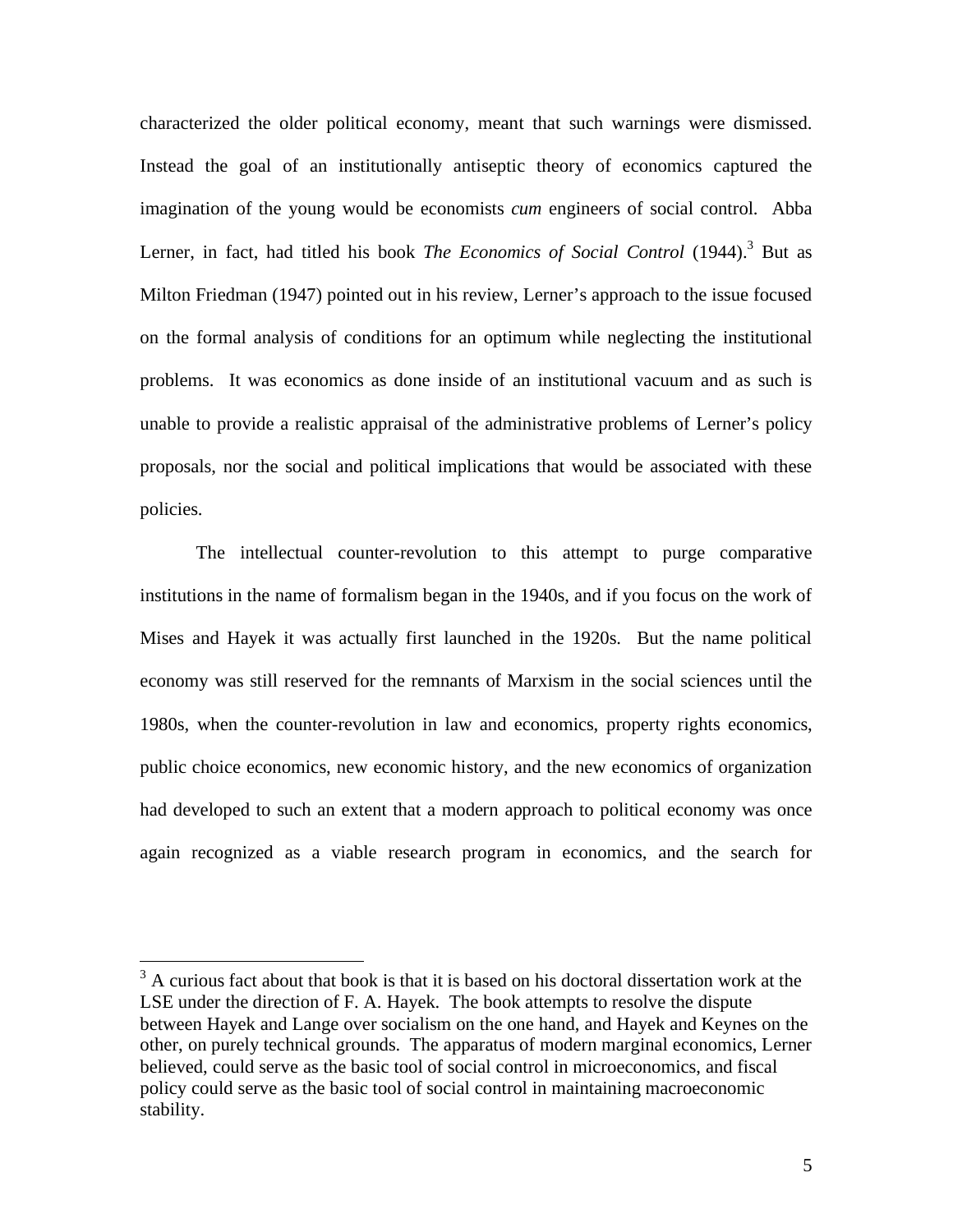characterized the older political economy, meant that such warnings were dismissed. Instead the goal of an institutionally antiseptic theory of economics captured the imagination of the young would be economists *cum* engineers of social control. Abba Lerner, in fact, had titled his book *The Economics of Social Control* (1944).[3] But as Milton Friedman (1947) pointed out in his review, Lerner's approach to the issue focused on the formal analysis of conditions for an optimum while neglecting the institutional problems. It was economics as done inside of an institutional vacuum and as such is unable to provide a realistic appraisal of the administrative problems of Lerner's policy proposals, nor the social and political implications that would be associated with these policies.

The intellectual counter-revolution to this attempt to purge comparative institutions in the name of formalism began in the 1940s, and if you focus on the work of Mises and Hayek it was actually first launched in the 1920s. But the name political economy was still reserved for the remnants of Marxism in the social sciences until the 1980s, when the counter-revolution in law and economics, property rights economics, public choice economics, new economic history, and the new economics of organization had developed to such an extent that a modern approach to political economy was once again recognized as a viable research program in economics, and the search for

---

[3] A curious fact about that book is that it is based on his doctoral dissertation work at the LSE under the direction of F. A. Hayek. The book attempts to resolve the dispute between Hayek and Lange over socialism on the one hand, and Hayek and Keynes on the other, on purely technical grounds. The apparatus of modern marginal economics, Lerner believed, could serve as the basic tool of social control in microeconomics, and fiscal policy could serve as the basic tool of social control in maintaining macroeconomic stability.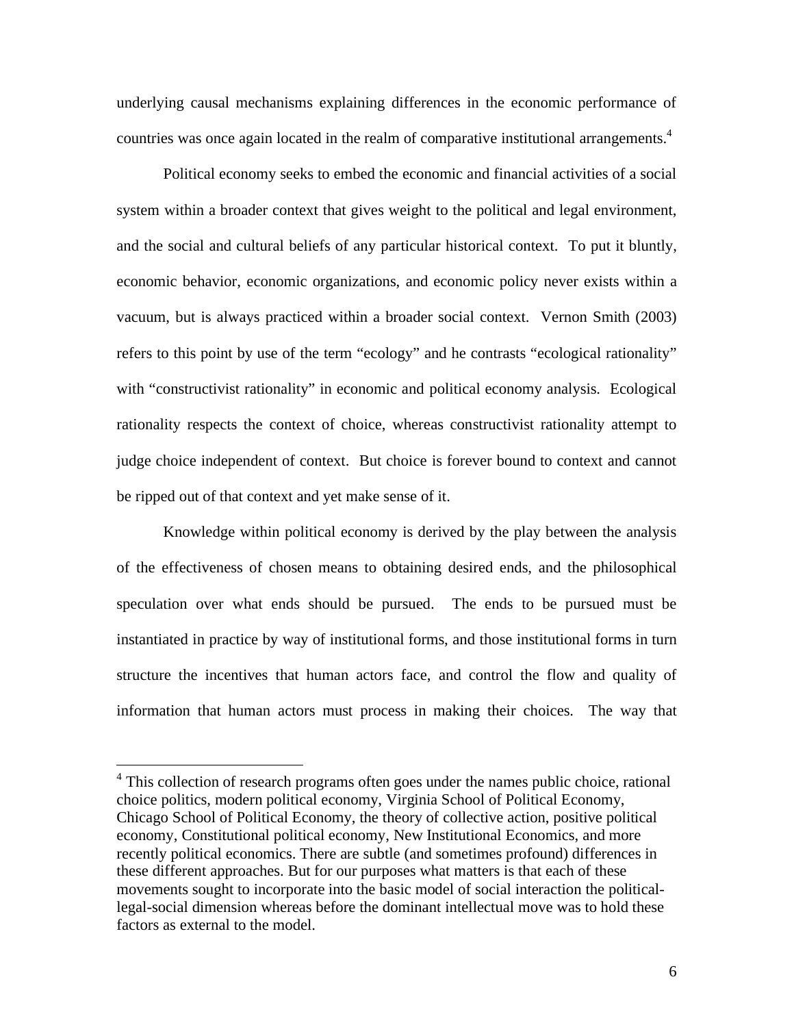underlying causal mechanisms explaining differences in the economic performance of countries was once again located in the realm of comparative institutional arrangements.[4]

Political economy seeks to embed the economic and financial activities of a social system within a broader context that gives weight to the political and legal environment, and the social and cultural beliefs of any particular historical context. To put it bluntly, economic behavior, economic organizations, and economic policy never exists within a vacuum, but is always practiced within a broader social context. Vernon Smith (2003) refers to this point by use of the term "ecology" and he contrasts "ecological rationality" with "constructivist rationality" in economic and political economy analysis. Ecological rationality respects the context of choice, whereas constructivist rationality attempt to judge choice independent of context. But choice is forever bound to context and cannot be ripped out of that context and yet make sense of it.

Knowledge within political economy is derived by the play between the analysis of the effectiveness of chosen means to obtaining desired ends, and the philosophical speculation over what ends should be pursued. The ends to be pursued must be instantiated in practice by way of institutional forms, and those institutional forms in turn structure the incentives that human actors face, and control the flow and quality of information that human actors must process in making their choices. The way that

[4] This collection of research programs often goes under the names public choice, rational choice politics, modern political economy, Virginia School of Political Economy, Chicago School of Political Economy, the theory of collective action, positive political economy, Constitutional political economy, New Institutional Economics, and more recently political economics. There are subtle (and sometimes profound) differences in these different approaches. But for our purposes what matters is that each of these movements sought to incorporate into the basic model of social interaction the political-legal-social dimension whereas before the dominant intellectual move was to hold these factors as external to the model.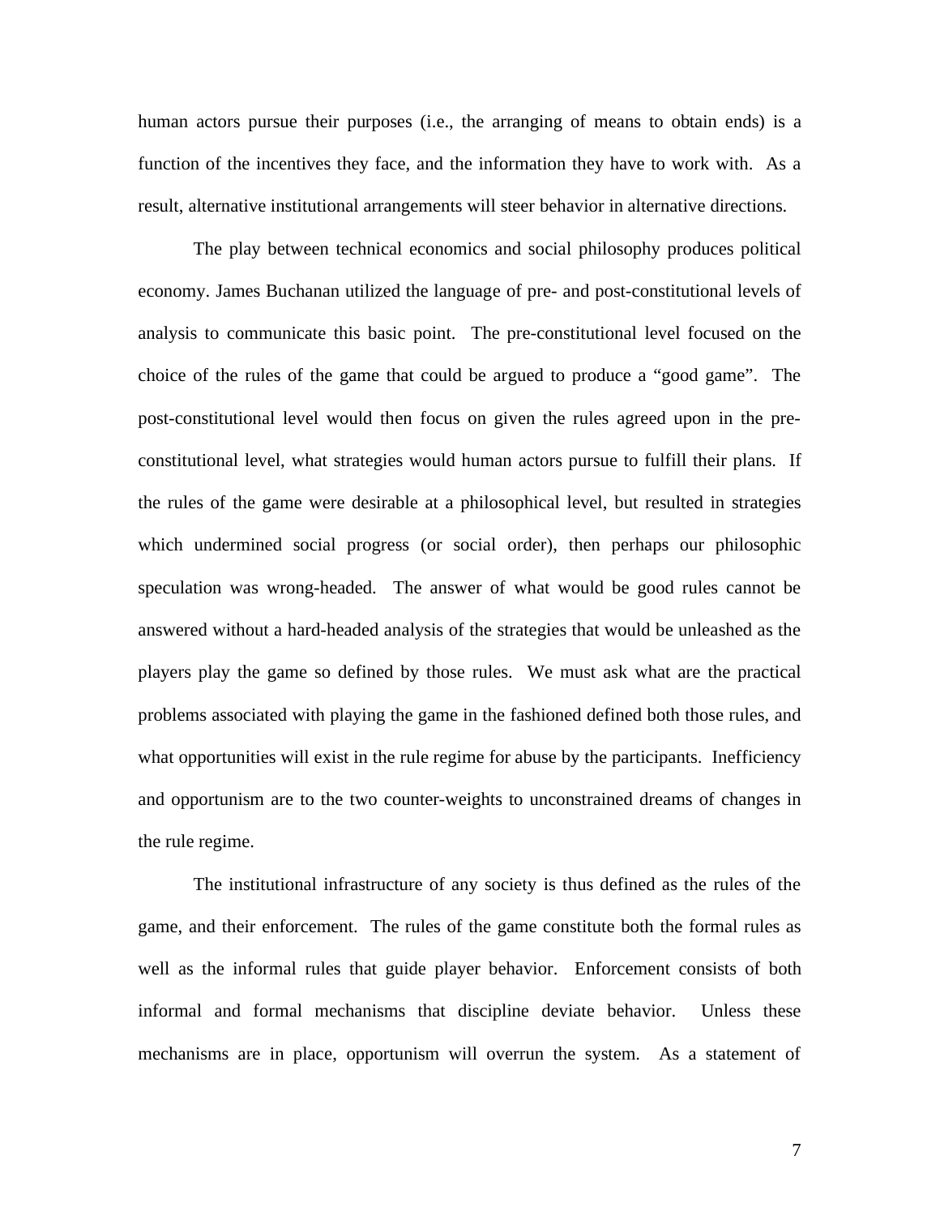human actors pursue their purposes (i.e., the arranging of means to obtain ends) is a function of the incentives they face, and the information they have to work with. As a result, alternative institutional arrangements will steer behavior in alternative directions.

The play between technical economics and social philosophy produces political economy. James Buchanan utilized the language of pre- and post-constitutional levels of analysis to communicate this basic point. The pre-constitutional level focused on the choice of the rules of the game that could be argued to produce a "good game". The post-constitutional level would then focus on given the rules agreed upon in the pre-constitutional level, what strategies would human actors pursue to fulfill their plans. If the rules of the game were desirable at a philosophical level, but resulted in strategies which undermined social progress (or social order), then perhaps our philosophic speculation was wrong-headed. The answer of what would be good rules cannot be answered without a hard-headed analysis of the strategies that would be unleashed as the players play the game so defined by those rules. We must ask what are the practical problems associated with playing the game in the fashioned defined both those rules, and what opportunities will exist in the rule regime for abuse by the participants. Inefficiency and opportunism are to the two counter-weights to unconstrained dreams of changes in the rule regime.

The institutional infrastructure of any society is thus defined as the rules of the game, and their enforcement. The rules of the game constitute both the formal rules as well as the informal rules that guide player behavior. Enforcement consists of both informal and formal mechanisms that discipline deviate behavior. Unless these mechanisms are in place, opportunism will overrun the system. As a statement of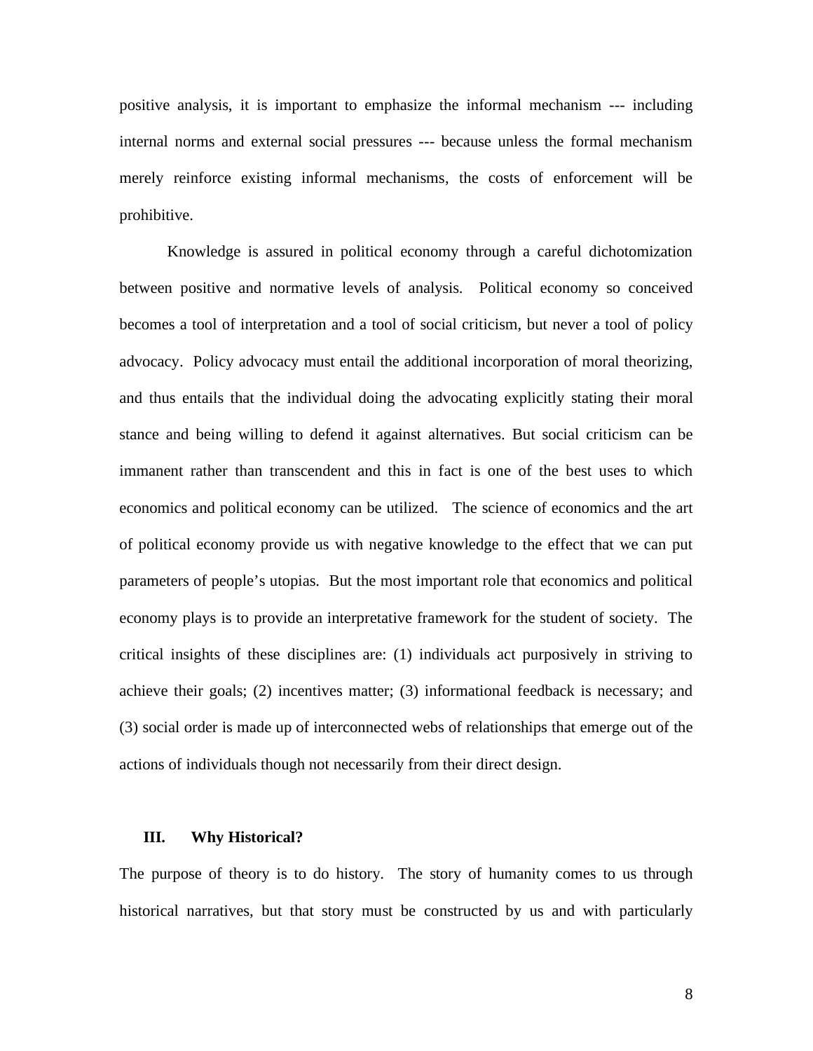positive analysis, it is important to emphasize the informal mechanism --- including internal norms and external social pressures --- because unless the formal mechanism merely reinforce existing informal mechanisms, the costs of enforcement will be prohibitive.

Knowledge is assured in political economy through a careful dichotomization between positive and normative levels of analysis. Political economy so conceived becomes a tool of interpretation and a tool of social criticism, but never a tool of policy advocacy. Policy advocacy must entail the additional incorporation of moral theorizing, and thus entails that the individual doing the advocating explicitly stating their moral stance and being willing to defend it against alternatives. But social criticism can be immanent rather than transcendent and this in fact is one of the best uses to which economics and political economy can be utilized. The science of economics and the art of political economy provide us with negative knowledge to the effect that we can put parameters of people's utopias. But the most important role that economics and political economy plays is to provide an interpretative framework for the student of society. The critical insights of these disciplines are: (1) individuals act purposively in striving to achieve their goals; (2) incentives matter; (3) informational feedback is necessary; and (3) social order is made up of interconnected webs of relationships that emerge out of the actions of individuals though not necessarily from their direct design.

## III. Why Historical?

The purpose of theory is to do history. The story of humanity comes to us through historical narratives, but that story must be constructed by us and with particularly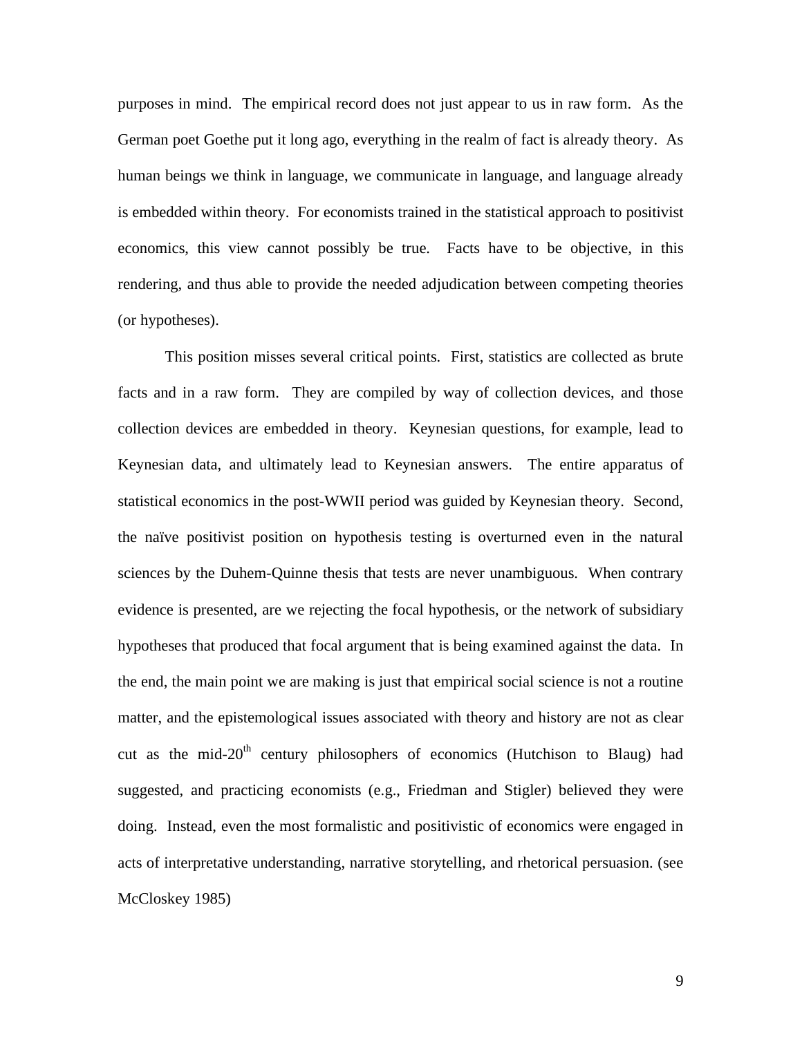purposes in mind. The empirical record does not just appear to us in raw form. As the German poet Goethe put it long ago, everything in the realm of fact is already theory. As human beings we think in language, we communicate in language, and language already is embedded within theory. For economists trained in the statistical approach to positivist economics, this view cannot possibly be true. Facts have to be objective, in this rendering, and thus able to provide the needed adjudication between competing theories (or hypotheses).

This position misses several critical points. First, statistics are collected as brute facts and in a raw form. They are compiled by way of collection devices, and those collection devices are embedded in theory. Keynesian questions, for example, lead to Keynesian data, and ultimately lead to Keynesian answers. The entire apparatus of statistical economics in the post-WWII period was guided by Keynesian theory. Second, the naïve positivist position on hypothesis testing is overturned even in the natural sciences by the Duhem-Quinne thesis that tests are never unambiguous. When contrary evidence is presented, are we rejecting the focal hypothesis, or the network of subsidiary hypotheses that produced that focal argument that is being examined against the data. In the end, the main point we are making is just that empirical social science is not a routine matter, and the epistemological issues associated with theory and history are not as clear cut as the mid-20th century philosophers of economics (Hutchison to Blaug) had suggested, and practicing economists (e.g., Friedman and Stigler) believed they were doing. Instead, even the most formalistic and positivistic of economics were engaged in acts of interpretative understanding, narrative storytelling, and rhetorical persuasion. (see McCloskey 1985)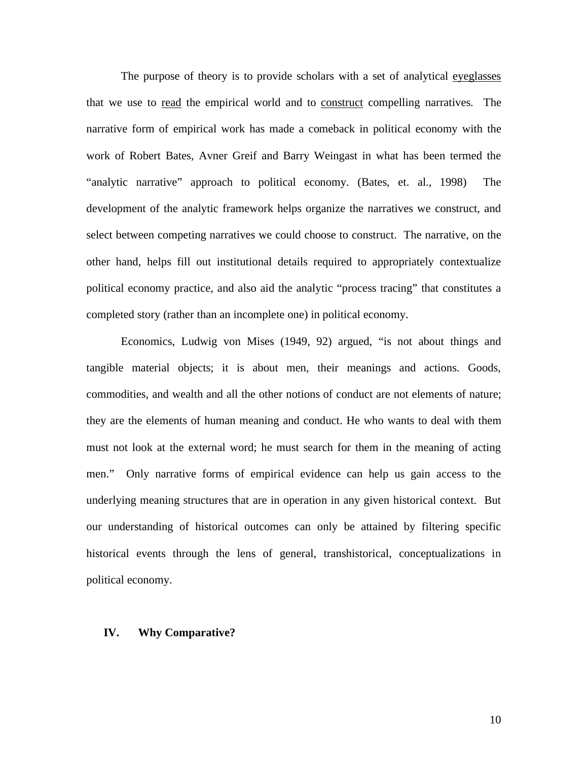The purpose of theory is to provide scholars with a set of analytical <u>eyeglasses</u> that we use to <u>read</u> the empirical world and to <u>construct</u> compelling narratives. The narrative form of empirical work has made a comeback in political economy with the work of Robert Bates, Avner Greif and Barry Weingast in what has been termed the "analytic narrative" approach to political economy. (Bates, et. al., 1998) The development of the analytic framework helps organize the narratives we construct, and select between competing narratives we could choose to construct. The narrative, on the other hand, helps fill out institutional details required to appropriately contextualize political economy practice, and also aid the analytic "process tracing" that constitutes a completed story (rather than an incomplete one) in political economy.

Economics, Ludwig von Mises (1949, 92) argued, "is not about things and tangible material objects; it is about men, their meanings and actions. Goods, commodities, and wealth and all the other notions of conduct are not elements of nature; they are the elements of human meaning and conduct. He who wants to deal with them must not look at the external word; he must search for them in the meaning of acting men." Only narrative forms of empirical evidence can help us gain access to the underlying meaning structures that are in operation in any given historical context. But our understanding of historical outcomes can only be attained by filtering specific historical events through the lens of general, transhistorical, conceptualizations in political economy.

## IV. Why Comparative?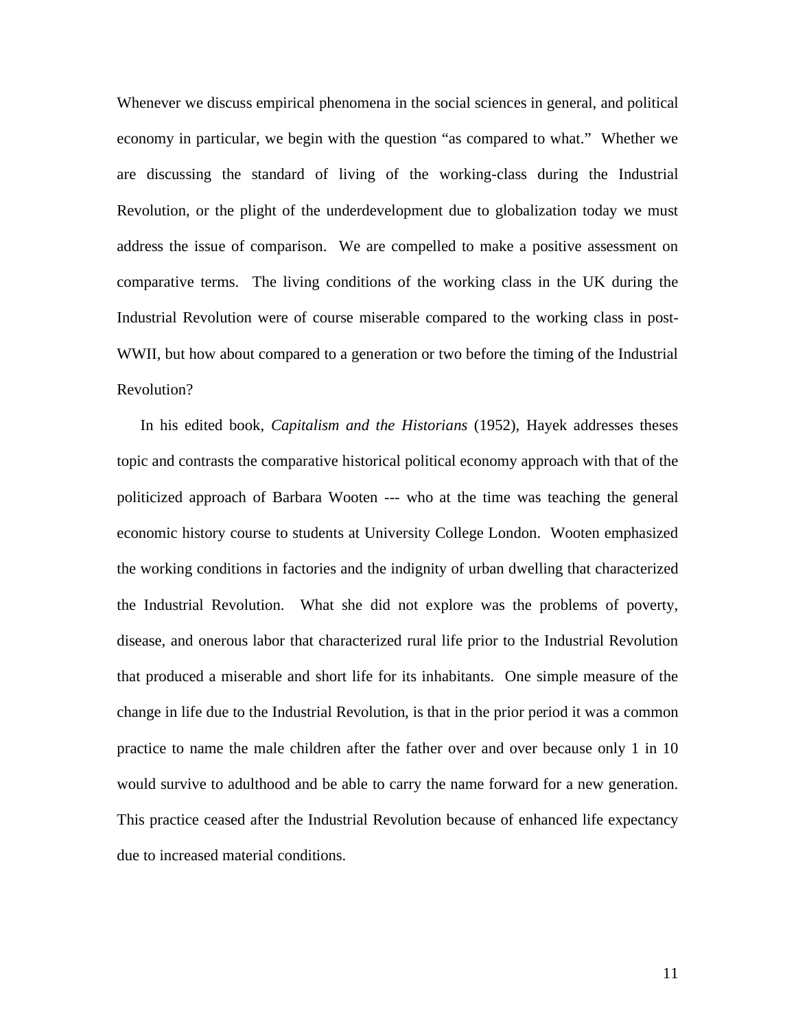Whenever we discuss empirical phenomena in the social sciences in general, and political economy in particular, we begin with the question "as compared to what." Whether we are discussing the standard of living of the working-class during the Industrial Revolution, or the plight of the underdevelopment due to globalization today we must address the issue of comparison. We are compelled to make a positive assessment on comparative terms. The living conditions of the working class in the UK during the Industrial Revolution were of course miserable compared to the working class in post-WWII, but how about compared to a generation or two before the timing of the Industrial Revolution?

In his edited book, *Capitalism and the Historians* (1952), Hayek addresses theses topic and contrasts the comparative historical political economy approach with that of the politicized approach of Barbara Wooten --- who at the time was teaching the general economic history course to students at University College London. Wooten emphasized the working conditions in factories and the indignity of urban dwelling that characterized the Industrial Revolution. What she did not explore was the problems of poverty, disease, and onerous labor that characterized rural life prior to the Industrial Revolution that produced a miserable and short life for its inhabitants. One simple measure of the change in life due to the Industrial Revolution, is that in the prior period it was a common practice to name the male children after the father over and over because only 1 in 10 would survive to adulthood and be able to carry the name forward for a new generation. This practice ceased after the Industrial Revolution because of enhanced life expectancy due to increased material conditions.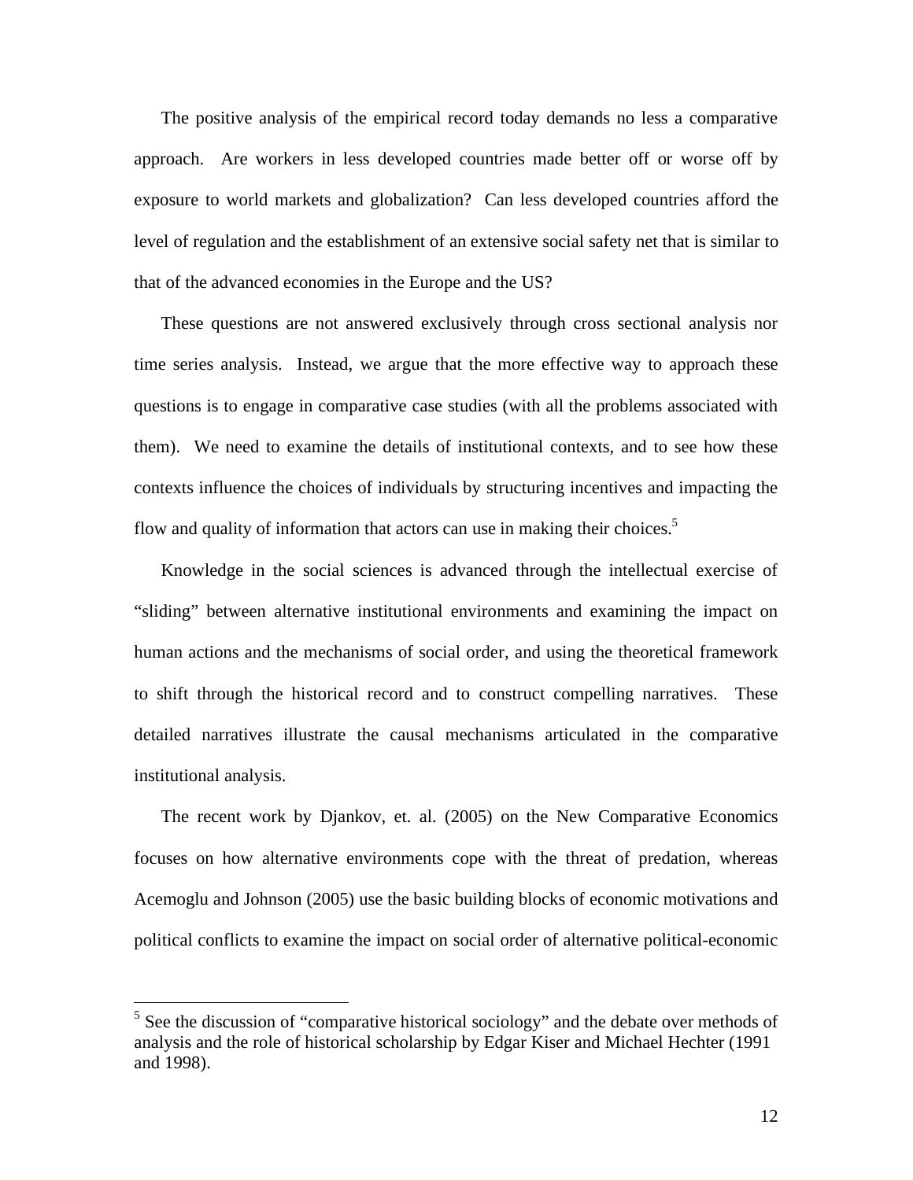The positive analysis of the empirical record today demands no less a comparative approach. Are workers in less developed countries made better off or worse off by exposure to world markets and globalization? Can less developed countries afford the level of regulation and the establishment of an extensive social safety net that is similar to that of the advanced economies in the Europe and the US?

These questions are not answered exclusively through cross sectional analysis nor time series analysis. Instead, we argue that the more effective way to approach these questions is to engage in comparative case studies (with all the problems associated with them). We need to examine the details of institutional contexts, and to see how these contexts influence the choices of individuals by structuring incentives and impacting the flow and quality of information that actors can use in making their choices.[5]

Knowledge in the social sciences is advanced through the intellectual exercise of "sliding" between alternative institutional environments and examining the impact on human actions and the mechanisms of social order, and using the theoretical framework to shift through the historical record and to construct compelling narratives. These detailed narratives illustrate the causal mechanisms articulated in the comparative institutional analysis.

The recent work by Djankov, et. al. (2005) on the New Comparative Economics focuses on how alternative environments cope with the threat of predation, whereas Acemoglu and Johnson (2005) use the basic building blocks of economic motivations and political conflicts to examine the impact on social order of alternative political-economic

---

[5] See the discussion of "comparative historical sociology" and the debate over methods of analysis and the role of historical scholarship by Edgar Kiser and Michael Hechter (1991 and 1998).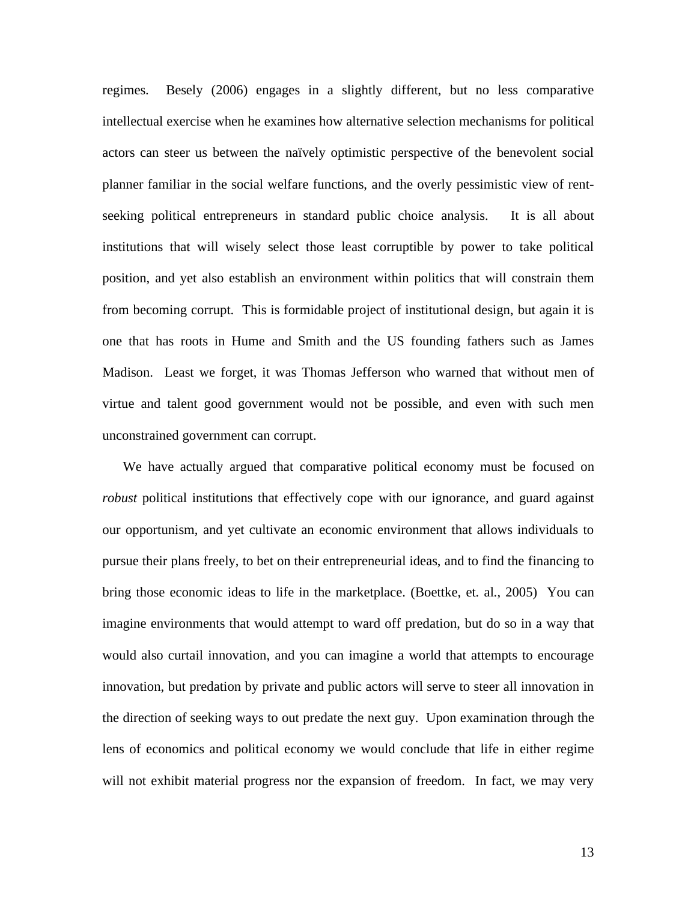regimes. Besely (2006) engages in a slightly different, but no less comparative intellectual exercise when he examines how alternative selection mechanisms for political actors can steer us between the naïvely optimistic perspective of the benevolent social planner familiar in the social welfare functions, and the overly pessimistic view of rent-seeking political entrepreneurs in standard public choice analysis. It is all about institutions that will wisely select those least corruptible by power to take political position, and yet also establish an environment within politics that will constrain them from becoming corrupt. This is formidable project of institutional design, but again it is one that has roots in Hume and Smith and the US founding fathers such as James Madison. Least we forget, it was Thomas Jefferson who warned that without men of virtue and talent good government would not be possible, and even with such men unconstrained government can corrupt.

We have actually argued that comparative political economy must be focused on *robust* political institutions that effectively cope with our ignorance, and guard against our opportunism, and yet cultivate an economic environment that allows individuals to pursue their plans freely, to bet on their entrepreneurial ideas, and to find the financing to bring those economic ideas to life in the marketplace. (Boettke, et. al., 2005) You can imagine environments that would attempt to ward off predation, but do so in a way that would also curtail innovation, and you can imagine a world that attempts to encourage innovation, but predation by private and public actors will serve to steer all innovation in the direction of seeking ways to out predate the next guy. Upon examination through the lens of economics and political economy we would conclude that life in either regime will not exhibit material progress nor the expansion of freedom. In fact, we may very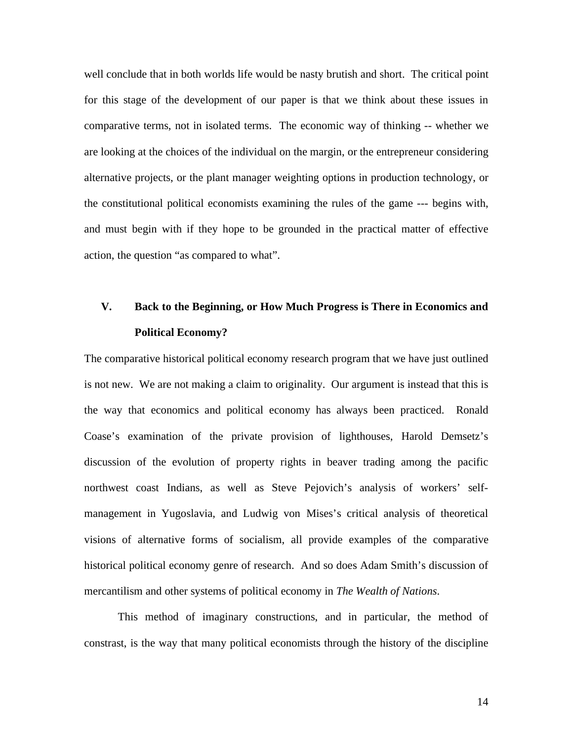well conclude that in both worlds life would be nasty brutish and short. The critical point for this stage of the development of our paper is that we think about these issues in comparative terms, not in isolated terms. The economic way of thinking -- whether we are looking at the choices of the individual on the margin, or the entrepreneur considering alternative projects, or the plant manager weighting options in production technology, or the constitutional political economists examining the rules of the game --- begins with, and must begin with if they hope to be grounded in the practical matter of effective action, the question "as compared to what".

## V. Back to the Beginning, or How Much Progress is There in Economics and Political Economy?

The comparative historical political economy research program that we have just outlined is not new. We are not making a claim to originality. Our argument is instead that this is the way that economics and political economy has always been practiced. Ronald Coase's examination of the private provision of lighthouses, Harold Demsetz's discussion of the evolution of property rights in beaver trading among the pacific northwest coast Indians, as well as Steve Pejovich's analysis of workers' self-management in Yugoslavia, and Ludwig von Mises's critical analysis of theoretical visions of alternative forms of socialism, all provide examples of the comparative historical political economy genre of research. And so does Adam Smith's discussion of mercantilism and other systems of political economy in *The Wealth of Nations*.

This method of imaginary constructions, and in particular, the method of constrast, is the way that many political economists through the history of the discipline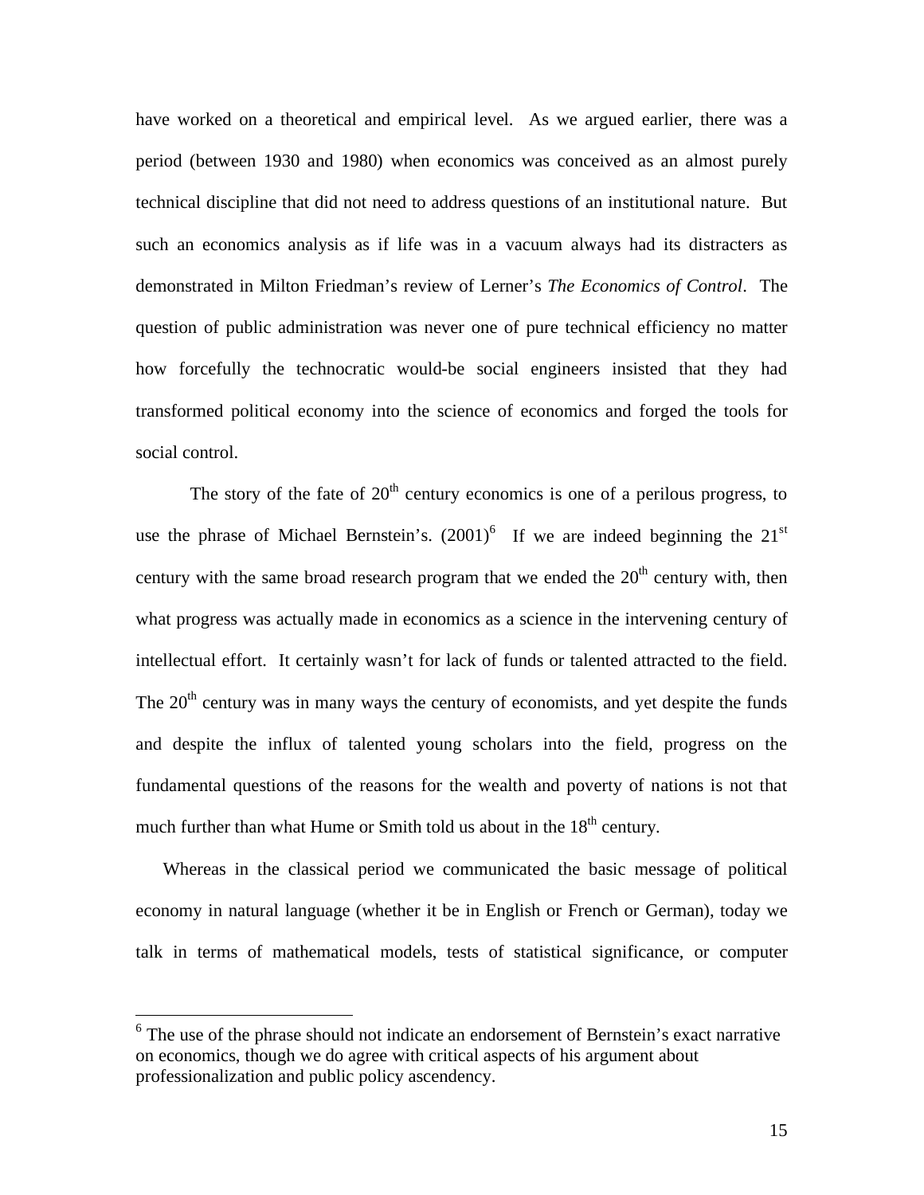have worked on a theoretical and empirical level. As we argued earlier, there was a period (between 1930 and 1980) when economics was conceived as an almost purely technical discipline that did not need to address questions of an institutional nature. But such an economics analysis as if life was in a vacuum always had its distracters as demonstrated in Milton Friedman's review of Lerner's *The Economics of Control*. The question of public administration was never one of pure technical efficiency no matter how forcefully the technocratic would-be social engineers insisted that they had transformed political economy into the science of economics and forged the tools for social control.

The story of the fate of 20th century economics is one of a perilous progress, to use the phrase of Michael Bernstein's. (2001)[6] If we are indeed beginning the 21st century with the same broad research program that we ended the 20th century with, then what progress was actually made in economics as a science in the intervening century of intellectual effort. It certainly wasn't for lack of funds or talented attracted to the field. The 20th century was in many ways the century of economists, and yet despite the funds and despite the influx of talented young scholars into the field, progress on the fundamental questions of the reasons for the wealth and poverty of nations is not that much further than what Hume or Smith told us about in the 18th century.

Whereas in the classical period we communicated the basic message of political economy in natural language (whether it be in English or French or German), today we talk in terms of mathematical models, tests of statistical significance, or computer

---

[6] The use of the phrase should not indicate an endorsement of Bernstein's exact narrative on economics, though we do agree with critical aspects of his argument about professionalization and public policy ascendency.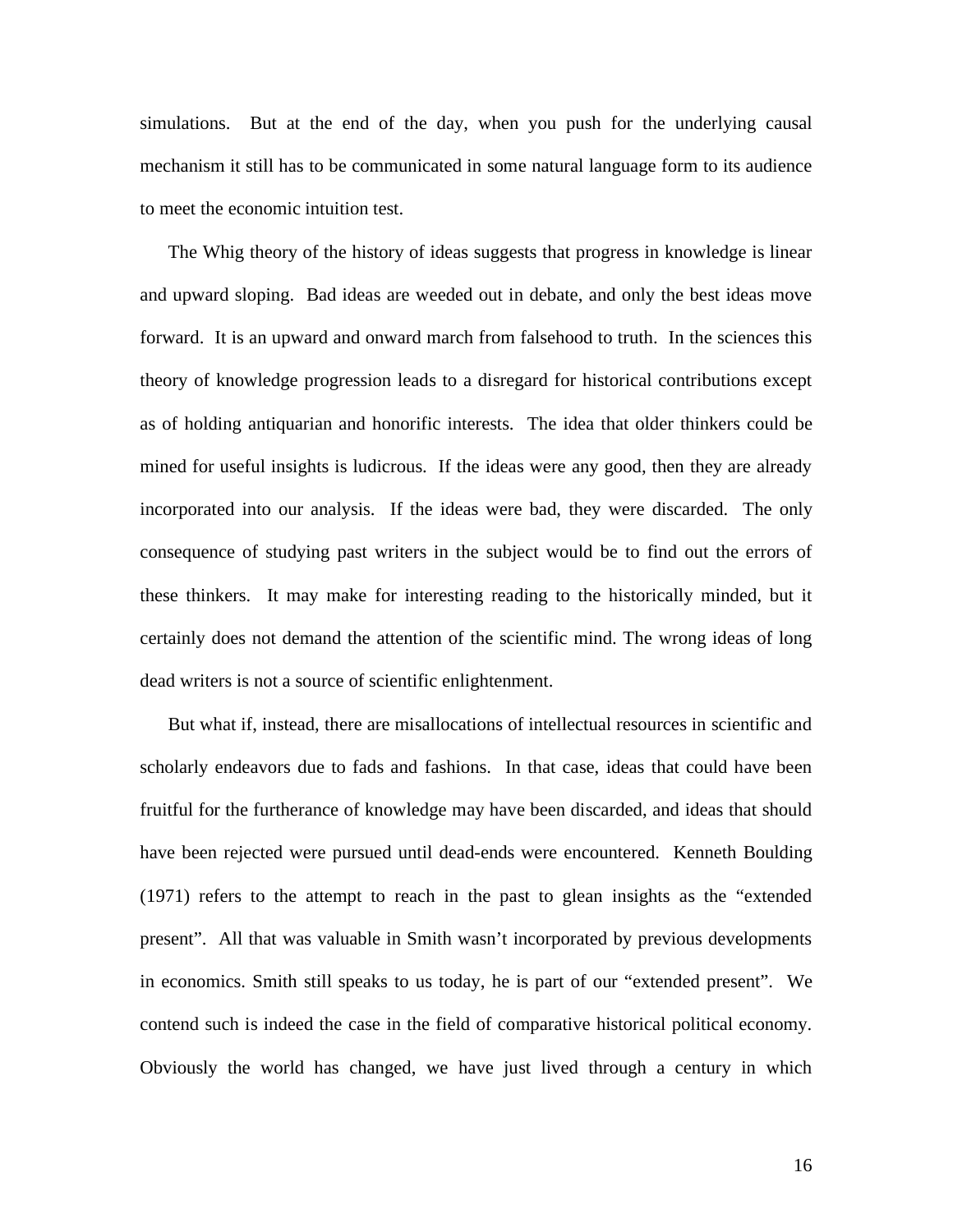simulations. But at the end of the day, when you push for the underlying causal mechanism it still has to be communicated in some natural language form to its audience to meet the economic intuition test.

The Whig theory of the history of ideas suggests that progress in knowledge is linear and upward sloping. Bad ideas are weeded out in debate, and only the best ideas move forward. It is an upward and onward march from falsehood to truth. In the sciences this theory of knowledge progression leads to a disregard for historical contributions except as of holding antiquarian and honorific interests. The idea that older thinkers could be mined for useful insights is ludicrous. If the ideas were any good, then they are already incorporated into our analysis. If the ideas were bad, they were discarded. The only consequence of studying past writers in the subject would be to find out the errors of these thinkers. It may make for interesting reading to the historically minded, but it certainly does not demand the attention of the scientific mind. The wrong ideas of long dead writers is not a source of scientific enlightenment.

But what if, instead, there are misallocations of intellectual resources in scientific and scholarly endeavors due to fads and fashions. In that case, ideas that could have been fruitful for the furtherance of knowledge may have been discarded, and ideas that should have been rejected were pursued until dead-ends were encountered. Kenneth Boulding (1971) refers to the attempt to reach in the past to glean insights as the "extended present". All that was valuable in Smith wasn't incorporated by previous developments in economics. Smith still speaks to us today, he is part of our "extended present". We contend such is indeed the case in the field of comparative historical political economy. Obviously the world has changed, we have just lived through a century in which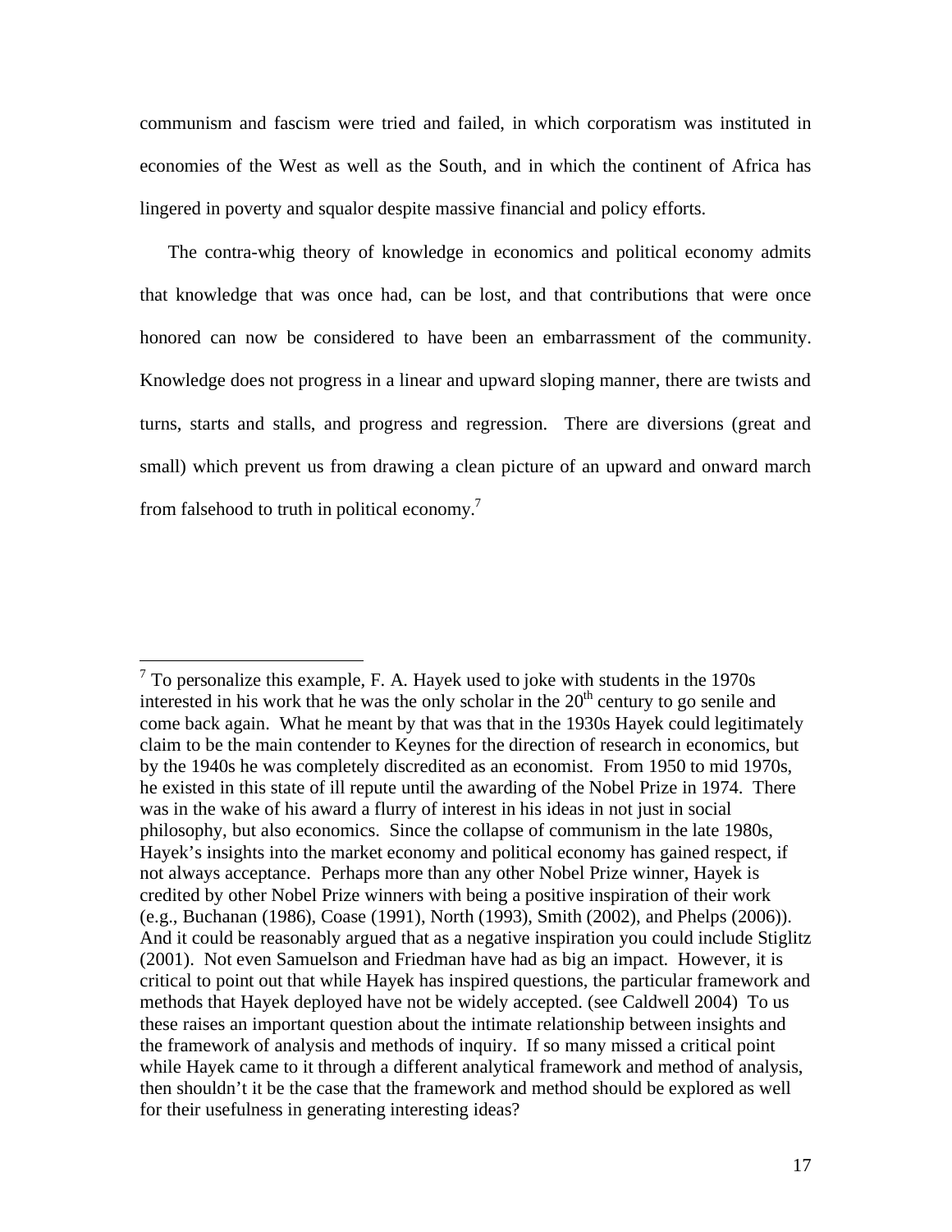communism and fascism were tried and failed, in which corporatism was instituted in economies of the West as well as the South, and in which the continent of Africa has lingered in poverty and squalor despite massive financial and policy efforts.

The contra-whig theory of knowledge in economics and political economy admits that knowledge that was once had, can be lost, and that contributions that were once honored can now be considered to have been an embarrassment of the community. Knowledge does not progress in a linear and upward sloping manner, there are twists and turns, starts and stalls, and progress and regression. There are diversions (great and small) which prevent us from drawing a clean picture of an upward and onward march from falsehood to truth in political economy.[7]

---

[7] To personalize this example, F. A. Hayek used to joke with students in the 1970s interested in his work that he was the only scholar in the 20th century to go senile and come back again. What he meant by that was that in the 1930s Hayek could legitimately claim to be the main contender to Keynes for the direction of research in economics, but by the 1940s he was completely discredited as an economist. From 1950 to mid 1970s, he existed in this state of ill repute until the awarding of the Nobel Prize in 1974. There was in the wake of his award a flurry of interest in his ideas in not just in social philosophy, but also economics. Since the collapse of communism in the late 1980s, Hayek's insights into the market economy and political economy has gained respect, if not always acceptance. Perhaps more than any other Nobel Prize winner, Hayek is credited by other Nobel Prize winners with being a positive inspiration of their work (e.g., Buchanan (1986), Coase (1991), North (1993), Smith (2002), and Phelps (2006)). And it could be reasonably argued that as a negative inspiration you could include Stiglitz (2001). Not even Samuelson and Friedman have had as big an impact. However, it is critical to point out that while Hayek has inspired questions, the particular framework and methods that Hayek deployed have not be widely accepted. (see Caldwell 2004) To us these raises an important question about the intimate relationship between insights and the framework of analysis and methods of inquiry. If so many missed a critical point while Hayek came to it through a different analytical framework and method of analysis, then shouldn't it be the case that the framework and method should be explored as well for their usefulness in generating interesting ideas?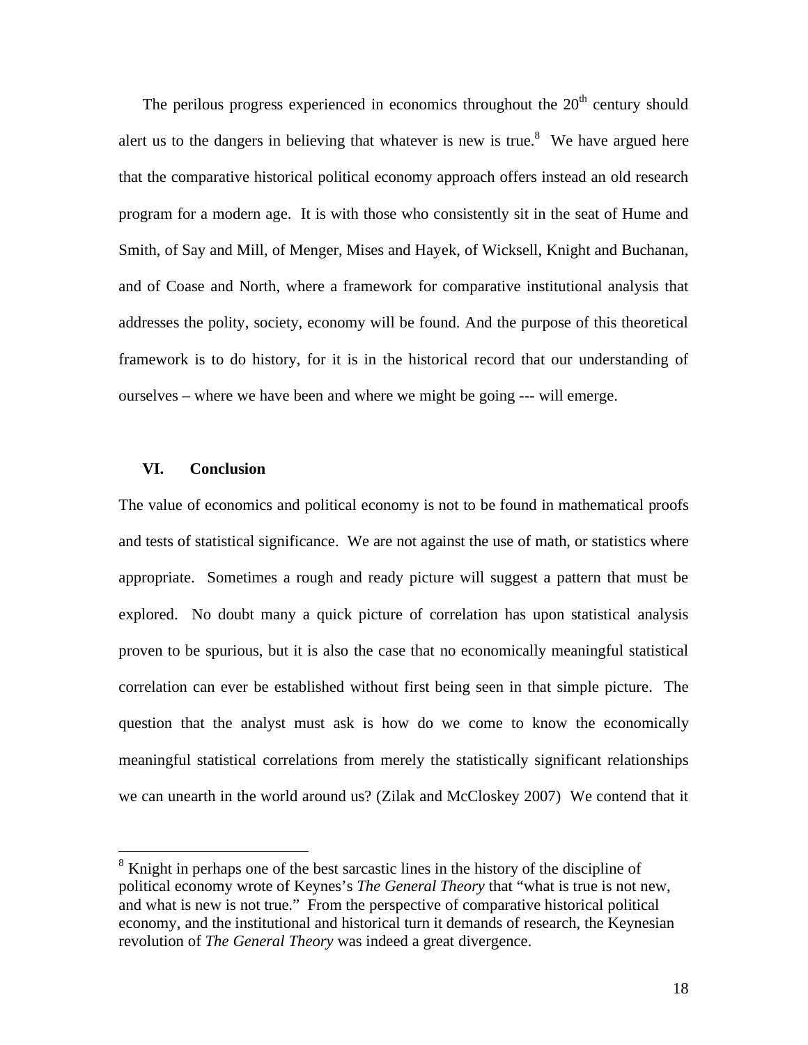The perilous progress experienced in economics throughout the 20th century should alert us to the dangers in believing that whatever is new is true.[8] We have argued here that the comparative historical political economy approach offers instead an old research program for a modern age. It is with those who consistently sit in the seat of Hume and Smith, of Say and Mill, of Menger, Mises and Hayek, of Wicksell, Knight and Buchanan, and of Coase and North, where a framework for comparative institutional analysis that addresses the polity, society, economy will be found. And the purpose of this theoretical framework is to do history, for it is in the historical record that our understanding of ourselves – where we have been and where we might be going --- will emerge.

## VI. Conclusion

The value of economics and political economy is not to be found in mathematical proofs and tests of statistical significance. We are not against the use of math, or statistics where appropriate. Sometimes a rough and ready picture will suggest a pattern that must be explored. No doubt many a quick picture of correlation has upon statistical analysis proven to be spurious, but it is also the case that no economically meaningful statistical correlation can ever be established without first being seen in that simple picture. The question that the analyst must ask is how do we come to know the economically meaningful statistical correlations from merely the statistically significant relationships we can unearth in the world around us? (Zilak and McCloskey 2007) We contend that it

---

[8] Knight in perhaps one of the best sarcastic lines in the history of the discipline of political economy wrote of Keynes's *The General Theory* that "what is true is not new, and what is new is not true." From the perspective of comparative historical political economy, and the institutional and historical turn it demands of research, the Keynesian revolution of *The General Theory* was indeed a great divergence.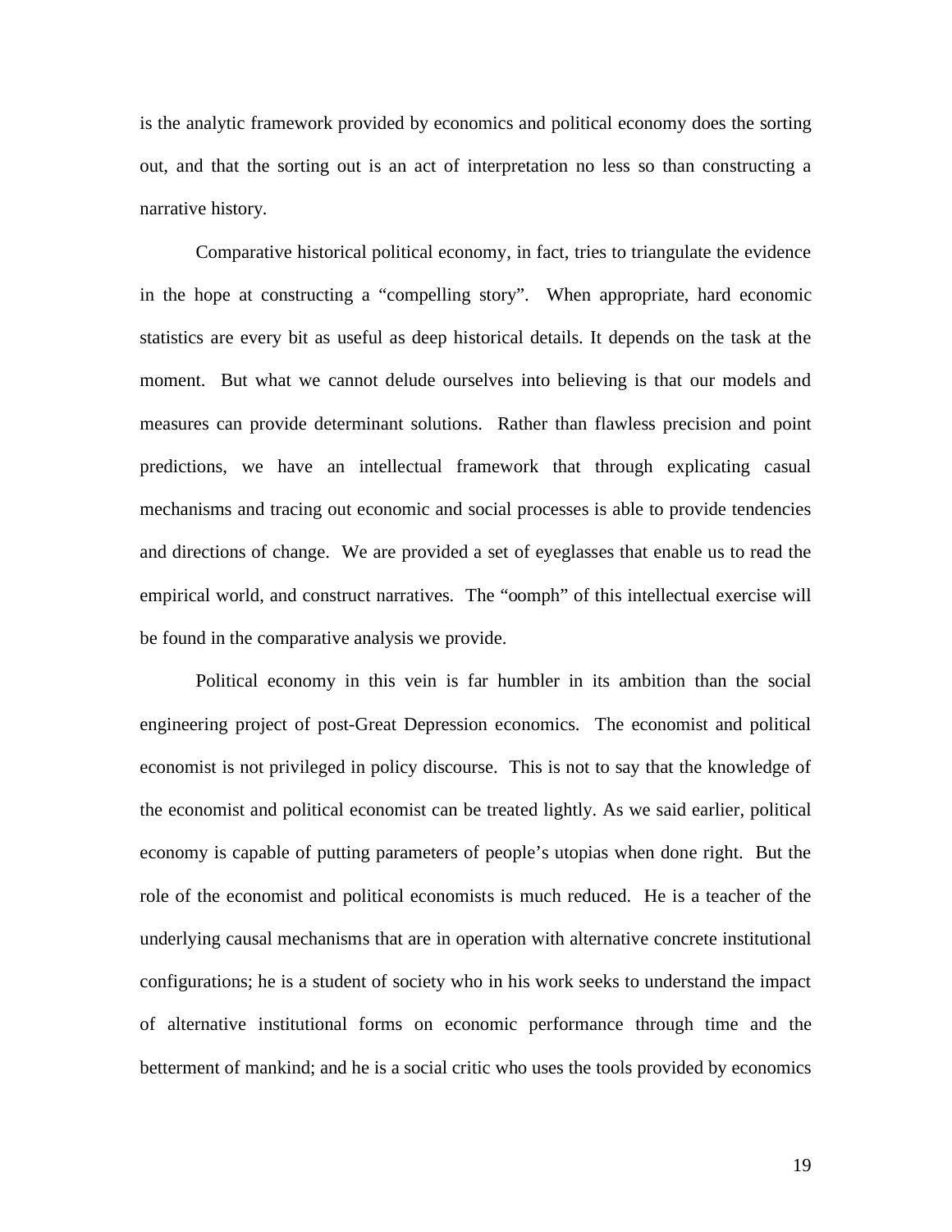is the analytic framework provided by economics and political economy does the sorting out, and that the sorting out is an act of interpretation no less so than constructing a narrative history.

Comparative historical political economy, in fact, tries to triangulate the evidence in the hope at constructing a "compelling story". When appropriate, hard economic statistics are every bit as useful as deep historical details. It depends on the task at the moment. But what we cannot delude ourselves into believing is that our models and measures can provide determinant solutions. Rather than flawless precision and point predictions, we have an intellectual framework that through explicating casual mechanisms and tracing out economic and social processes is able to provide tendencies and directions of change. We are provided a set of eyeglasses that enable us to read the empirical world, and construct narratives. The "oomph" of this intellectual exercise will be found in the comparative analysis we provide.

Political economy in this vein is far humbler in its ambition than the social engineering project of post-Great Depression economics. The economist and political economist is not privileged in policy discourse. This is not to say that the knowledge of the economist and political economist can be treated lightly. As we said earlier, political economy is capable of putting parameters of people's utopias when done right. But the role of the economist and political economists is much reduced. He is a teacher of the underlying causal mechanisms that are in operation with alternative concrete institutional configurations; he is a student of society who in his work seeks to understand the impact of alternative institutional forms on economic performance through time and the betterment of mankind; and he is a social critic who uses the tools provided by economics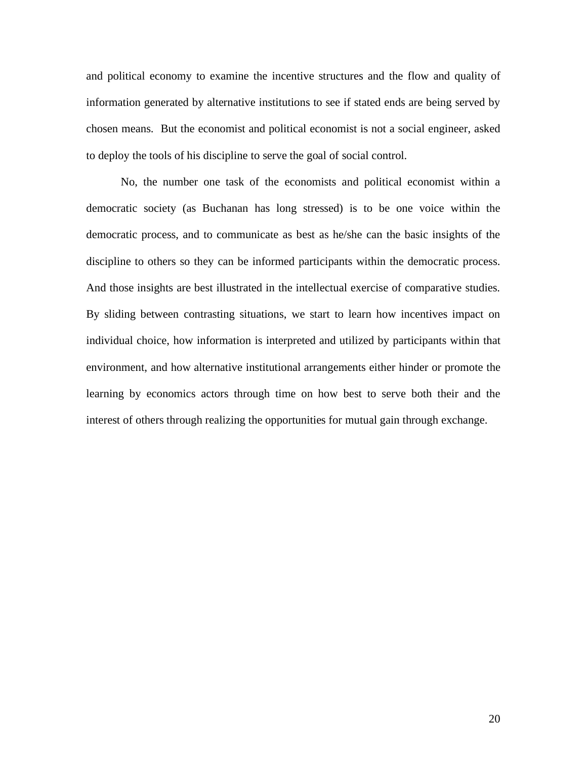and political economy to examine the incentive structures and the flow and quality of information generated by alternative institutions to see if stated ends are being served by chosen means. But the economist and political economist is not a social engineer, asked to deploy the tools of his discipline to serve the goal of social control.

No, the number one task of the economists and political economist within a democratic society (as Buchanan has long stressed) is to be one voice within the democratic process, and to communicate as best as he/she can the basic insights of the discipline to others so they can be informed participants within the democratic process. And those insights are best illustrated in the intellectual exercise of comparative studies. By sliding between contrasting situations, we start to learn how incentives impact on individual choice, how information is interpreted and utilized by participants within that environment, and how alternative institutional arrangements either hinder or promote the learning by economics actors through time on how best to serve both their and the interest of others through realizing the opportunities for mutual gain through exchange.